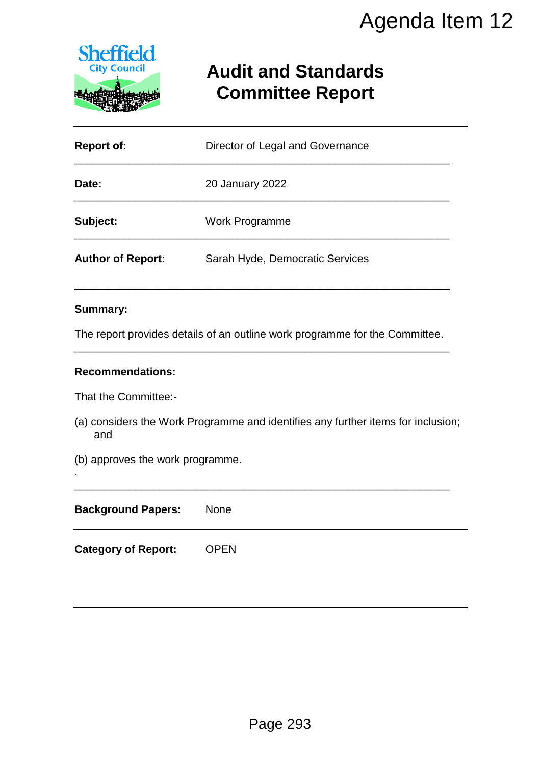Agenda Item 12

Sheffield City Council

# Audit and Standards Committee Report

| | |
|---|---|
| **Report of:** | Director of Legal and Governance |
| **Date:** | 20 January 2022 |
| **Subject:** | Work Programme |
| **Author of Report:** | Sarah Hyde, Democratic Services |

**Summary:**

The report provides details of an outline work programme for the Committee.

**Recommendations:**

That the Committee:-

(a) considers the Work Programme and identifies any further items for inclusion; and

(b) approves the work programme.

.

| | |
|---|---|
| **Background Papers:** | None |
| **Category of Report:** | OPEN |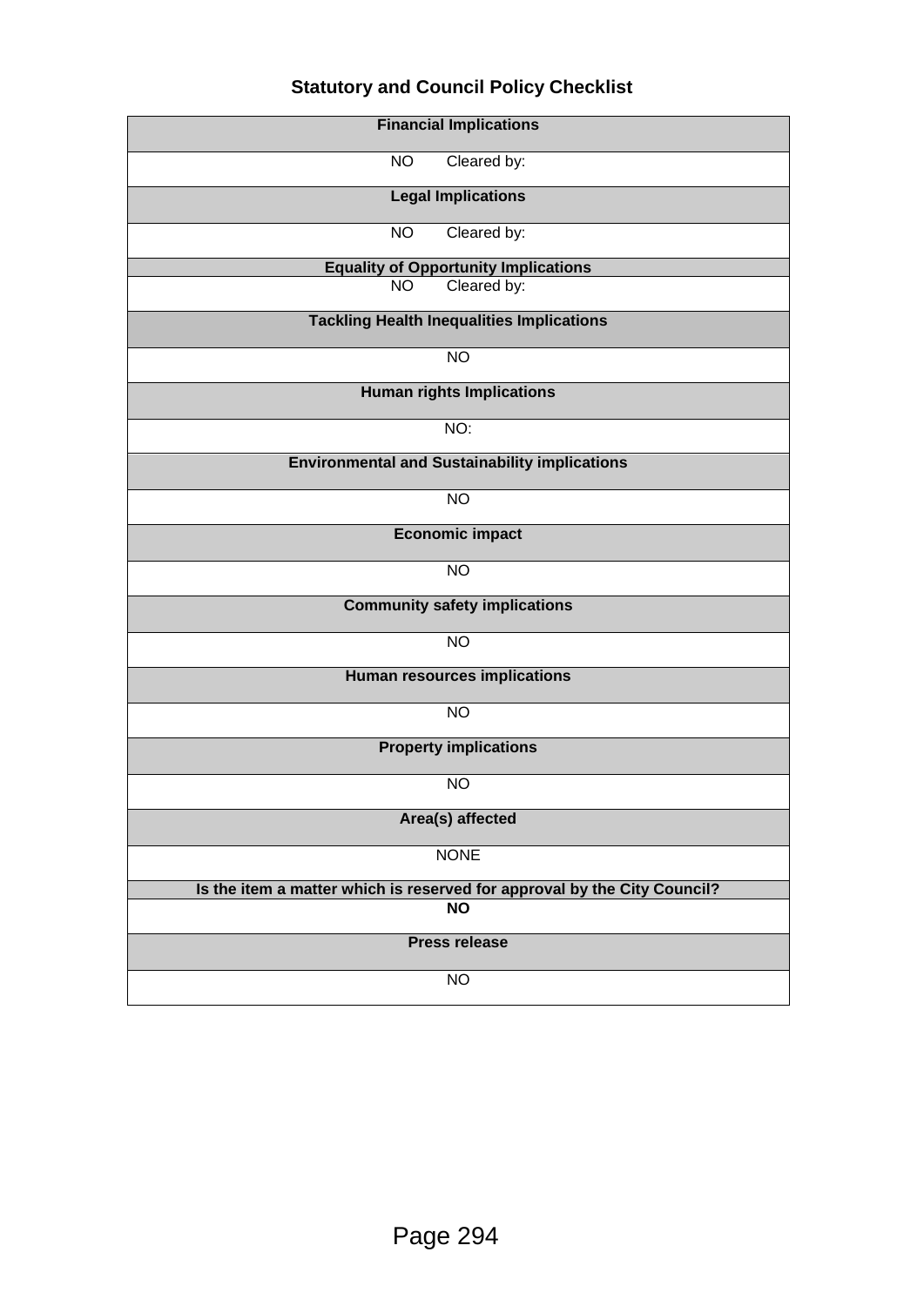# Statutory and Council Policy Checklist

| Financial Implications |
|---|
| NO Cleared by: |
| **Legal Implications** |
| NO Cleared by: |
| **Equality of Opportunity Implications** |
| NO Cleared by: |
| **Tackling Health Inequalities Implications** |
| NO |
| **Human rights Implications** |
| NO: |
| **Environmental and Sustainability implications** |
| NO |
| **Economic impact** |
| NO |
| **Community safety implications** |
| NO |
| **Human resources implications** |
| NO |
| **Property implications** |
| NO |
| **Area(s) affected** |
| NONE |
| **Is the item a matter which is reserved for approval by the City Council?** |
| **NO** |
| **Press release** |
| NO |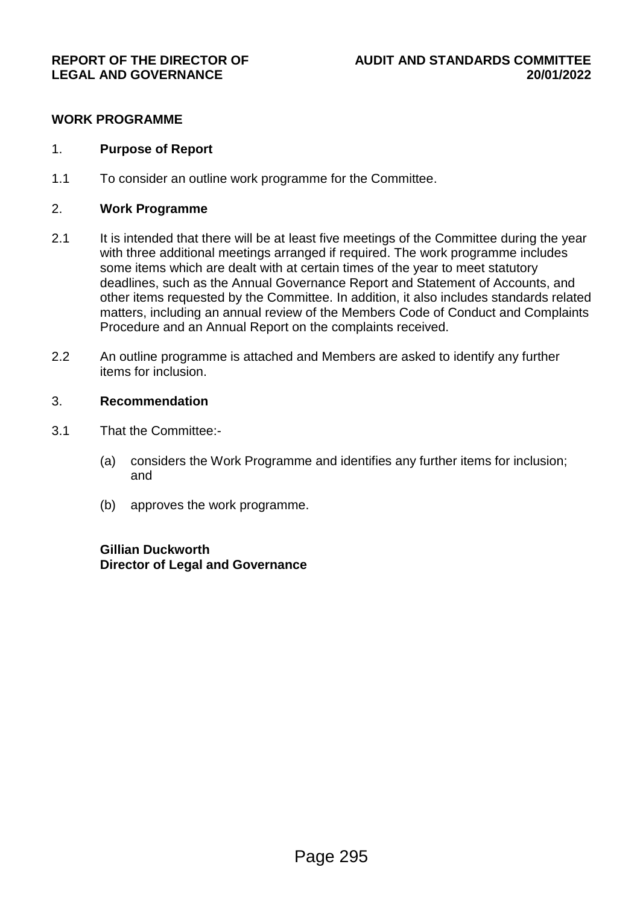**REPORT OF THE DIRECTOR OF LEGAL AND GOVERNANCE**

**AUDIT AND STANDARDS COMMITTEE 20/01/2022**

**WORK PROGRAMME**

1. **Purpose of Report**

1.1 To consider an outline work programme for the Committee.

2. **Work Programme**

2.1 It is intended that there will be at least five meetings of the Committee during the year with three additional meetings arranged if required. The work programme includes some items which are dealt with at certain times of the year to meet statutory deadlines, such as the Annual Governance Report and Statement of Accounts, and other items requested by the Committee. In addition, it also includes standards related matters, including an annual review of the Members Code of Conduct and Complaints Procedure and an Annual Report on the complaints received.

2.2 An outline programme is attached and Members are asked to identify any further items for inclusion.

3. **Recommendation**

3.1 That the Committee:-

(a) considers the Work Programme and identifies any further items for inclusion; and

(b) approves the work programme.

**Gillian Duckworth**
**Director of Legal and Governance**